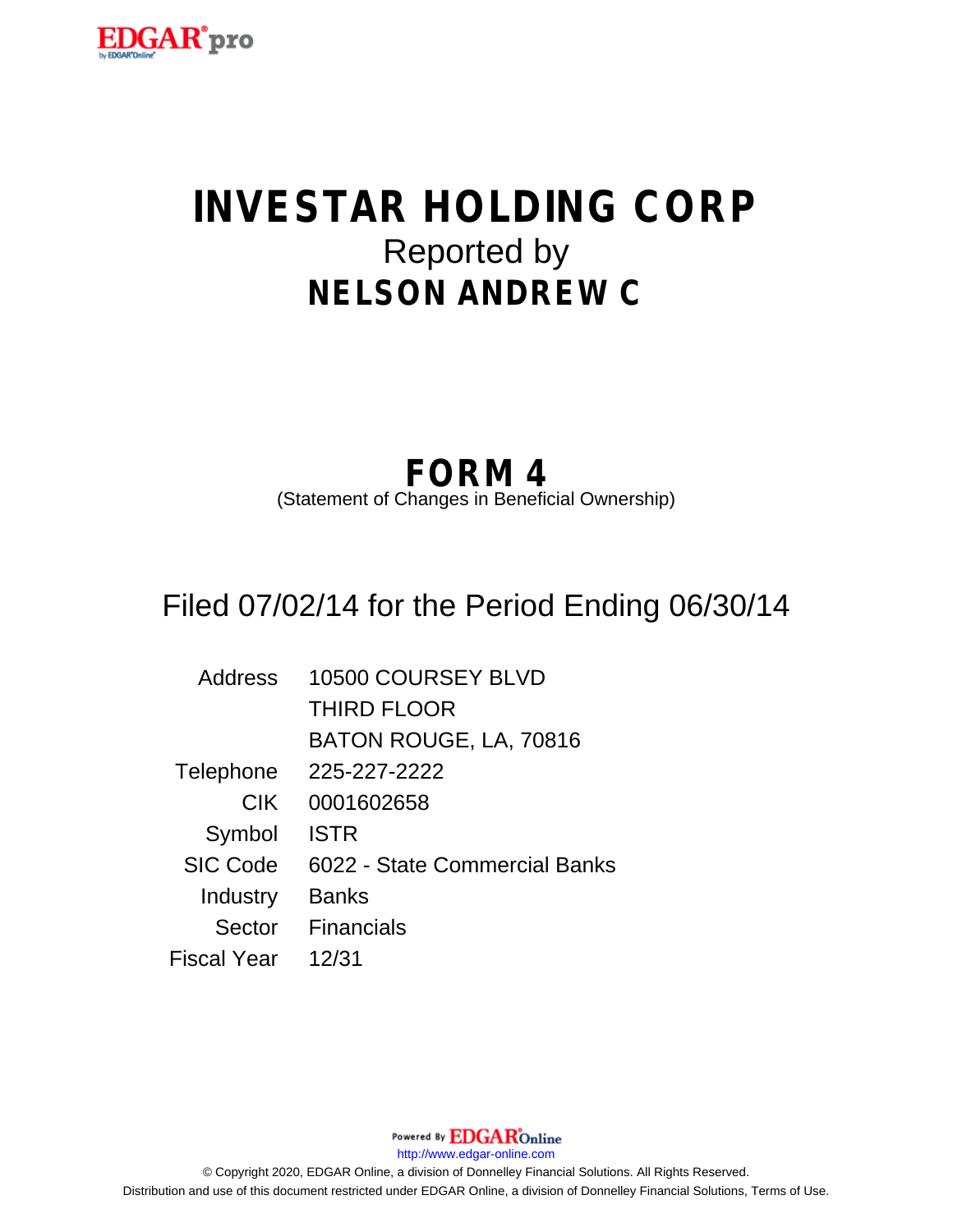EDGAR® pro

# INVESTAR HOLDING CORP

Reported by

## NELSON ANDREW C

# FORM 4

(Statement of Changes in Beneficial Ownership)

## Filed 07/02/14 for the Period Ending 06/30/14

| | |
|---|---|
| Address | 10500 COURSEY BLVD<br>THIRD FLOOR<br>BATON ROUGE, LA, 70816 |
| Telephone | 225-227-2222 |
| CIK | 0001602658 |
| Symbol | ISTR |
| SIC Code | 6022 - State Commercial Banks |
| Industry | Banks |
| Sector | Financials |
| Fiscal Year | 12/31 |

Powered By EDGAR Online

http://www.edgar-online.com

© Copyright 2020, EDGAR Online, a division of Donnelley Financial Solutions. All Rights Reserved.
Distribution and use of this document restricted under EDGAR Online, a division of Donnelley Financial Solutions, Terms of Use.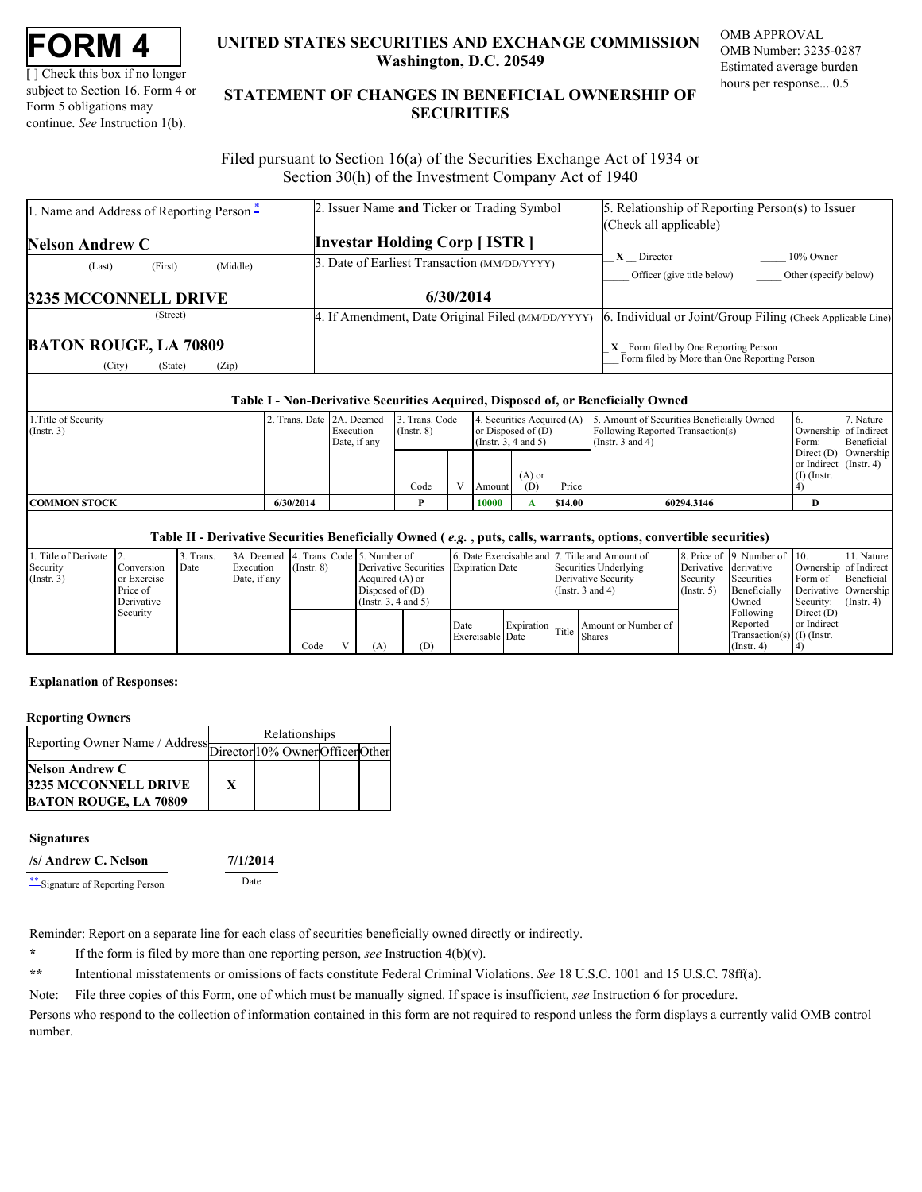# FORM 4

[ ] Check this box if no longer subject to Section 16. Form 4 or Form 5 obligations may continue. *See* Instruction 1(b).

## UNITED STATES SECURITIES AND EXCHANGE COMMISSION
Washington, D.C. 20549

## STATEMENT OF CHANGES IN BENEFICIAL OWNERSHIP OF SECURITIES

OMB APPROVAL
OMB Number: 3235-0287
Estimated average burden hours per response... 0.5

Filed pursuant to Section 16(a) of the Securities Exchange Act of 1934 or Section 30(h) of the Investment Company Act of 1940

| | | |
|---|---|---|
| 1. Name and Address of Reporting Person * | 2. Issuer Name **and** Ticker or Trading Symbol | 5. Relationship of Reporting Person(s) to Issuer (Check all applicable) |
| **Nelson Andrew C** | **Investar Holding Corp [ ISTR ]** | _X_ Director ____ 10% Owner |
| (Last) (First) (Middle) | 3. Date of Earliest Transaction (MM/DD/YYYY) | ____ Officer (give title below) ____ Other (specify below) |
| **3235 MCCONNELL DRIVE** | **6/30/2014** | |
| (Street) | 4. If Amendment, Date Original Filed (MM/DD/YYYY) | 6. Individual or Joint/Group Filing (Check Applicable Line) |
| **BATON ROUGE, LA 70809** | | _X_ Form filed by One Reporting Person |
| (City) (State) (Zip) | | ___ Form filed by More than One Reporting Person |

### Table I - Non-Derivative Securities Acquired, Disposed of, or Beneficially Owned

| 1.Title of Security (Instr. 3) | 2. Trans. Date | 2A. Deemed Execution Date, if any | 3. Trans. Code (Instr. 8) | | 4. Securities Acquired (A) or Disposed of (D) (Instr. 3, 4 and 5) | | | 5. Amount of Securities Beneficially Owned Following Reported Transaction(s) (Instr. 3 and 4) | 6. Ownership Form: Direct (D) or Indirect (I) (Instr. 4) | 7. Nature of Indirect Beneficial Ownership (Instr. 4) |
|---|---|---|---|---|---|---|---|---|---|---|
| | | | Code | V | Amount | (A) or (D) | Price | | | |
| **COMMON STOCK** | **6/30/2014** | | **P** | | **10000** | **A** | **$14.00** | **60294.3146** | **D** | |

### Table II - Derivative Securities Beneficially Owned ( *e.g.* , puts, calls, warrants, options, convertible securities)

| 1. Title of Derivate Security (Instr. 3) | 2. Conversion or Exercise Price of Derivative Security | 3. Trans. Date | 3A. Deemed Execution Date, if any | 4. Trans. Code (Instr. 8) | | 5. Number of Derivative Securities Acquired (A) or Disposed of (D) (Instr. 3, 4 and 5) | | 6. Date Exercisable and Expiration Date | | 7. Title and Amount of Securities Underlying Derivative Security (Instr. 3 and 4) | | 8. Price of Derivative Security (Instr. 5) | 9. Number of derivative Securities Beneficially Owned Following Reported Transaction(s) (Instr. 4) | 10. Ownership Form of Derivative Security: Direct (D) or Indirect (I) (Instr. 4) | 11. Nature of Indirect Beneficial Ownership (Instr. 4) |
|---|---|---|---|---|---|---|---|---|---|---|---|---|---|---|---|
| | | | | Code | V | (A) | (D) | Date Exercisable | Expiration Date | Title | Amount or Number of Shares | | | | |

**Explanation of Responses:**

**Reporting Owners**

| Reporting Owner Name / Address | Relationships | | | |
|---|---|---|---|---|
| | Director | 10% Owner | Officer | Other |
| **Nelson Andrew C**<br>**3235 MCCONNELL DRIVE**<br>**BATON ROUGE, LA 70809** | **X** | | | |

**Signatures**

| | |
|---|---|
| **/s/ Andrew C. Nelson** | **7/1/2014** |
| ** Signature of Reporting Person | Date |

Reminder: Report on a separate line for each class of securities beneficially owned directly or indirectly.

\* If the form is filed by more than one reporting person, *see* Instruction 4(b)(v).

\*\* Intentional misstatements or omissions of facts constitute Federal Criminal Violations. *See* 18 U.S.C. 1001 and 15 U.S.C. 78ff(a).

Note: File three copies of this Form, one of which must be manually signed. If space is insufficient, *see* Instruction 6 for procedure.

Persons who respond to the collection of information contained in this form are not required to respond unless the form displays a currently valid OMB control number.